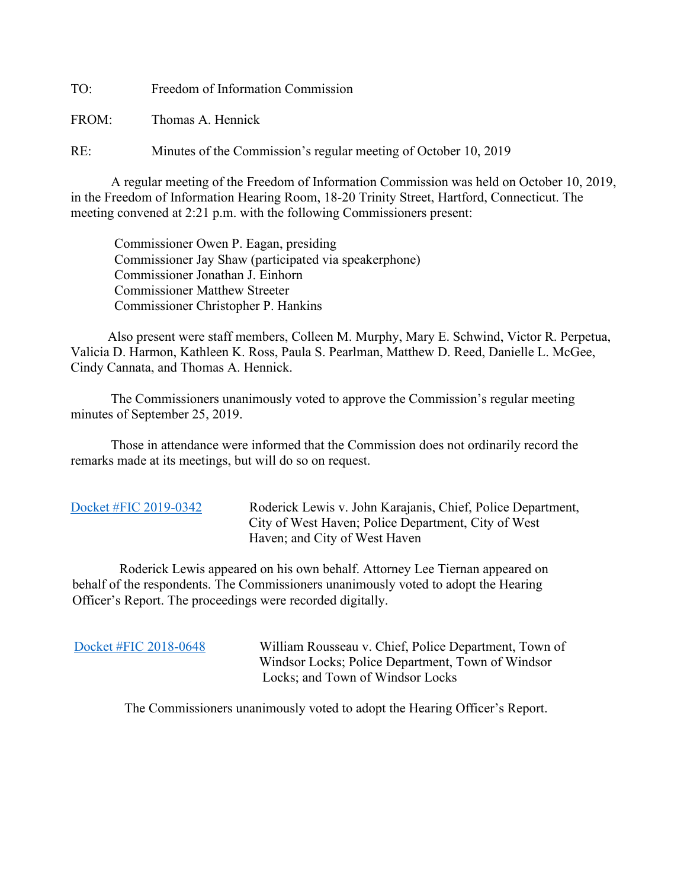TO: Freedom of Information Commission

FROM: Thomas A. Hennick

RE: Minutes of the Commission's regular meeting of October 10, 2019

A regular meeting of the Freedom of Information Commission was held on October 10, 2019, in the Freedom of Information Hearing Room, 18-20 Trinity Street, Hartford, Connecticut. The meeting convened at 2:21 p.m. with the following Commissioners present:

Commissioner Owen P. Eagan, presiding
Commissioner Jay Shaw (participated via speakerphone)
Commissioner Jonathan J. Einhorn
Commissioner Matthew Streeter
Commissioner Christopher P. Hankins

Also present were staff members, Colleen M. Murphy, Mary E. Schwind, Victor R. Perpetua, Valicia D. Harmon, Kathleen K. Ross, Paula S. Pearlman, Matthew D. Reed, Danielle L. McGee, Cindy Cannata, and Thomas A. Hennick.

The Commissioners unanimously voted to approve the Commission's regular meeting minutes of September 25, 2019.

Those in attendance were informed that the Commission does not ordinarily record the remarks made at its meetings, but will do so on request.

Docket #FIC 2019-0342 Roderick Lewis v. John Karajanis, Chief, Police Department, City of West Haven; Police Department, City of West Haven; and City of West Haven

Roderick Lewis appeared on his own behalf. Attorney Lee Tiernan appeared on behalf of the respondents. The Commissioners unanimously voted to adopt the Hearing Officer's Report. The proceedings were recorded digitally.

Docket #FIC 2018-0648 William Rousseau v. Chief, Police Department, Town of Windsor Locks; Police Department, Town of Windsor Locks; and Town of Windsor Locks

The Commissioners unanimously voted to adopt the Hearing Officer's Report.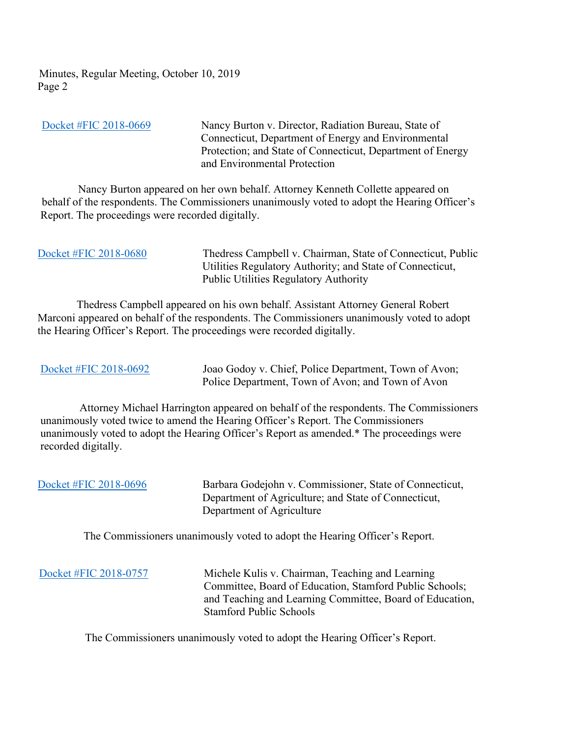Docket #FIC 2018-0669 — Nancy Burton v. Director, Radiation Bureau, State of Connecticut, Department of Energy and Environmental Protection; and State of Connecticut, Department of Energy and Environmental Protection

Nancy Burton appeared on her own behalf. Attorney Kenneth Collette appeared on behalf of the respondents. The Commissioners unanimously voted to adopt the Hearing Officer's Report. The proceedings were recorded digitally.

Docket #FIC 2018-0680 — Thedress Campbell v. Chairman, State of Connecticut, Public Utilities Regulatory Authority; and State of Connecticut, Public Utilities Regulatory Authority

Thedress Campbell appeared on his own behalf. Assistant Attorney General Robert Marconi appeared on behalf of the respondents. The Commissioners unanimously voted to adopt the Hearing Officer's Report. The proceedings were recorded digitally.

Docket #FIC 2018-0692 — Joao Godoy v. Chief, Police Department, Town of Avon; Police Department, Town of Avon; and Town of Avon

Attorney Michael Harrington appeared on behalf of the respondents. The Commissioners unanimously voted twice to amend the Hearing Officer's Report. The Commissioners unanimously voted to adopt the Hearing Officer's Report as amended.* The proceedings were recorded digitally.

Docket #FIC 2018-0696 — Barbara Godejohn v. Commissioner, State of Connecticut, Department of Agriculture; and State of Connecticut, Department of Agriculture

The Commissioners unanimously voted to adopt the Hearing Officer's Report.

Docket #FIC 2018-0757 — Michele Kulis v. Chairman, Teaching and Learning Committee, Board of Education, Stamford Public Schools; and Teaching and Learning Committee, Board of Education, Stamford Public Schools

The Commissioners unanimously voted to adopt the Hearing Officer's Report.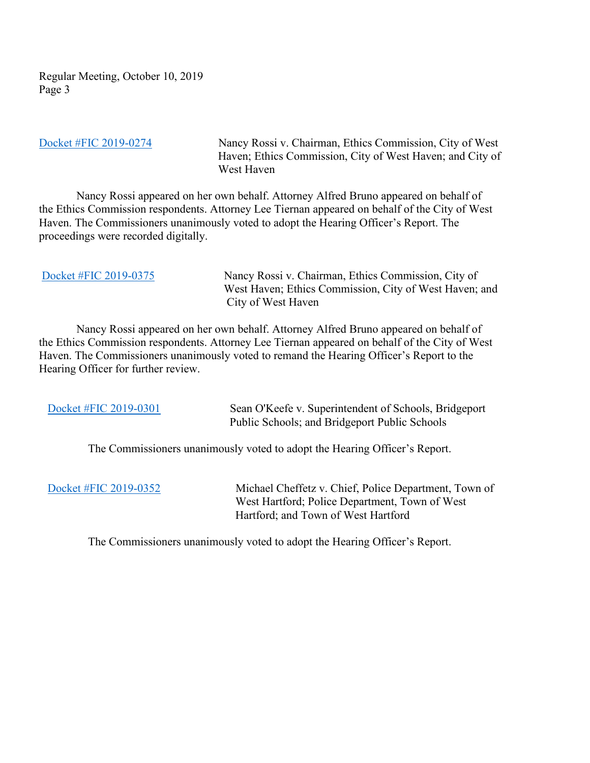Docket #FIC 2019-0274 — Nancy Rossi v. Chairman, Ethics Commission, City of West Haven; Ethics Commission, City of West Haven; and City of West Haven

Nancy Rossi appeared on her own behalf. Attorney Alfred Bruno appeared on behalf of the Ethics Commission respondents. Attorney Lee Tiernan appeared on behalf of the City of West Haven. The Commissioners unanimously voted to adopt the Hearing Officer's Report. The proceedings were recorded digitally.

Docket #FIC 2019-0375 — Nancy Rossi v. Chairman, Ethics Commission, City of West Haven; Ethics Commission, City of West Haven; and City of West Haven

Nancy Rossi appeared on her own behalf. Attorney Alfred Bruno appeared on behalf of the Ethics Commission respondents. Attorney Lee Tiernan appeared on behalf of the City of West Haven. The Commissioners unanimously voted to remand the Hearing Officer's Report to the Hearing Officer for further review.

Docket #FIC 2019-0301 — Sean O'Keefe v. Superintendent of Schools, Bridgeport Public Schools; and Bridgeport Public Schools

The Commissioners unanimously voted to adopt the Hearing Officer's Report.

Docket #FIC 2019-0352 — Michael Cheffetz v. Chief, Police Department, Town of West Hartford; Police Department, Town of West Hartford; and Town of West Hartford

The Commissioners unanimously voted to adopt the Hearing Officer's Report.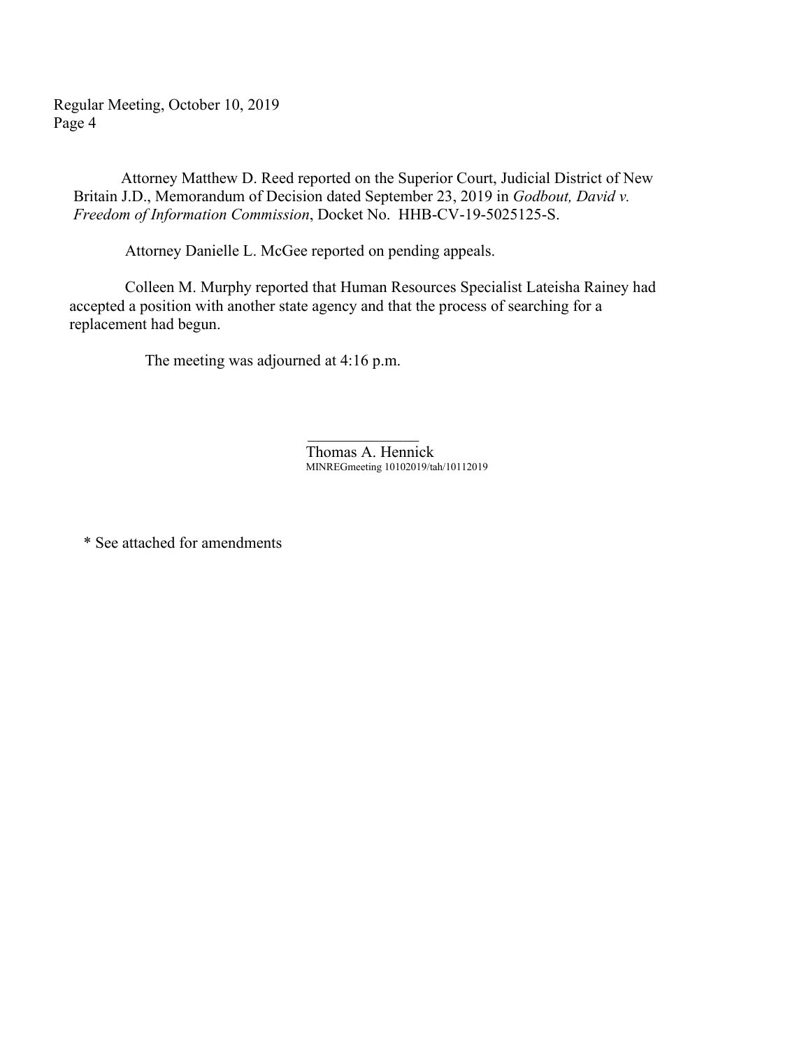Attorney Matthew D. Reed reported on the Superior Court, Judicial District of New Britain J.D., Memorandum of Decision dated September 23, 2019 in *Godbout, David v. Freedom of Information Commission*, Docket No. HHB-CV-19-5025125-S.

Attorney Danielle L. McGee reported on pending appeals.

Colleen M. Murphy reported that Human Resources Specialist Lateisha Rainey had accepted a position with another state agency and that the process of searching for a replacement had begun.

The meeting was adjourned at 4:16 p.m.

\_\_\_\_\_\_\_\_\_\_\_\_\_\_\_
Thomas A. Hennick
MINREGmeeting 10102019/tah/10112019

* See attached for amendments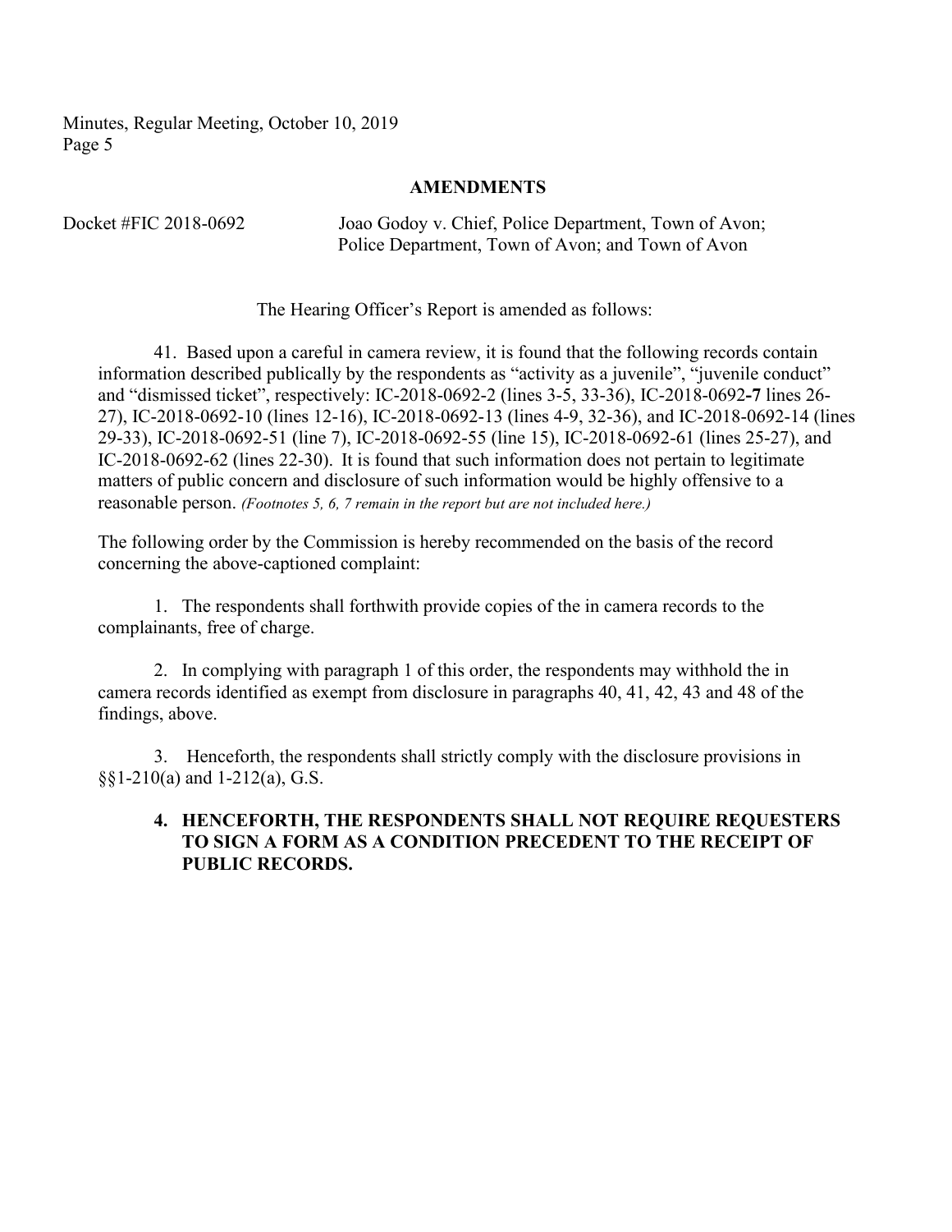Minutes, Regular Meeting, October 10, 2019
Page 5

## AMENDMENTS

Docket #FIC 2018-0692 Joao Godoy v. Chief, Police Department, Town of Avon; Police Department, Town of Avon; and Town of Avon

The Hearing Officer's Report is amended as follows:

41. Based upon a careful in camera review, it is found that the following records contain information described publically by the respondents as "activity as a juvenile", "juvenile conduct" and "dismissed ticket", respectively: IC-2018-0692-2 (lines 3-5, 33-36), IC-2018-0692-**7** lines 26-27), IC-2018-0692-10 (lines 12-16), IC-2018-0692-13 (lines 4-9, 32-36), and IC-2018-0692-14 (lines 29-33), IC-2018-0692-51 (line 7), IC-2018-0692-55 (line 15), IC-2018-0692-61 (lines 25-27), and IC-2018-0692-62 (lines 22-30). It is found that such information does not pertain to legitimate matters of public concern and disclosure of such information would be highly offensive to a reasonable person. *(Footnotes 5, 6, 7 remain in the report but are not included here.)*

The following order by the Commission is hereby recommended on the basis of the record concerning the above-captioned complaint:

1. The respondents shall forthwith provide copies of the in camera records to the complainants, free of charge.

2. In complying with paragraph 1 of this order, the respondents may withhold the in camera records identified as exempt from disclosure in paragraphs 40, 41, 42, 43 and 48 of the findings, above.

3. Henceforth, the respondents shall strictly comply with the disclosure provisions in §§1-210(a) and 1-212(a), G.S.

4. **HENCEFORTH, THE RESPONDENTS SHALL NOT REQUIRE REQUESTERS TO SIGN A FORM AS A CONDITION PRECEDENT TO THE RECEIPT OF PUBLIC RECORDS.**